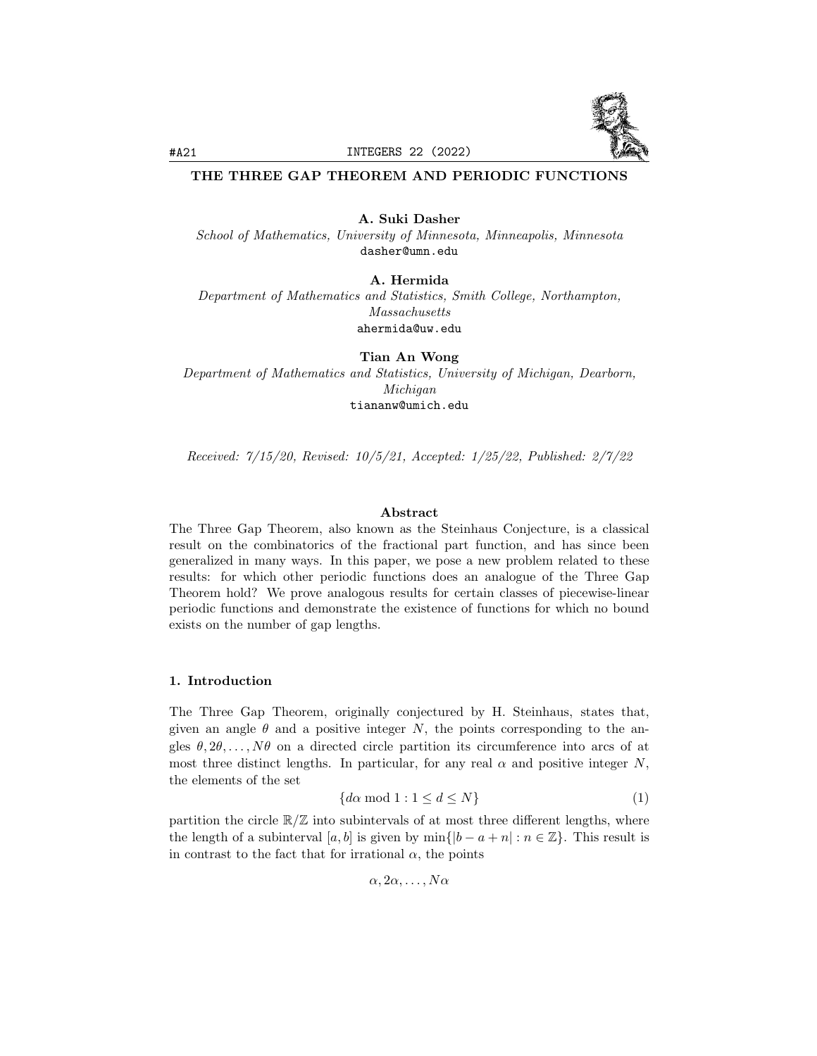# THE THREE GAP THEOREM AND PERIODIC FUNCTIONS

**A. Suki Dasher**
*School of Mathematics, University of Minnesota, Minneapolis, Minnesota*
dasher@umn.edu

**A. Hermida**
*Department of Mathematics and Statistics, Smith College, Northampton, Massachusetts*
ahermida@uw.edu

**Tian An Wong**
*Department of Mathematics and Statistics, University of Michigan, Dearborn, Michigan*
tiananw@umich.edu

*Received: 7/15/20, Revised: 10/5/21, Accepted: 1/25/22, Published: 2/7/22*

### Abstract

The Three Gap Theorem, also known as the Steinhaus Conjecture, is a classical result on the combinatorics of the fractional part function, and has since been generalized in many ways. In this paper, we pose a new problem related to these results: for which other periodic functions does an analogue of the Three Gap Theorem hold? We prove analogous results for certain classes of piecewise-linear periodic functions and demonstrate the existence of functions for which no bound exists on the number of gap lengths.

## 1. Introduction

The Three Gap Theorem, originally conjectured by H. Steinhaus, states that, given an angle $\theta$ and a positive integer $N$, the points corresponding to the angles $\theta, 2\theta, \ldots, N\theta$ on a directed circle partition its circumference into arcs of at most three distinct lengths. In particular, for any real $\alpha$ and positive integer $N$, the elements of the set

$$\{d\alpha \bmod 1 : 1 \leq d \leq N\} \tag{1}$$

partition the circle $\mathbb{R}/\mathbb{Z}$ into subintervals of at most three different lengths, where the length of a subinterval $[a, b]$ is given by $\min\{|b - a + n| : n \in \mathbb{Z}\}$. This result is in contrast to the fact that for irrational $\alpha$, the points

$$\alpha, 2\alpha, \ldots, N\alpha$$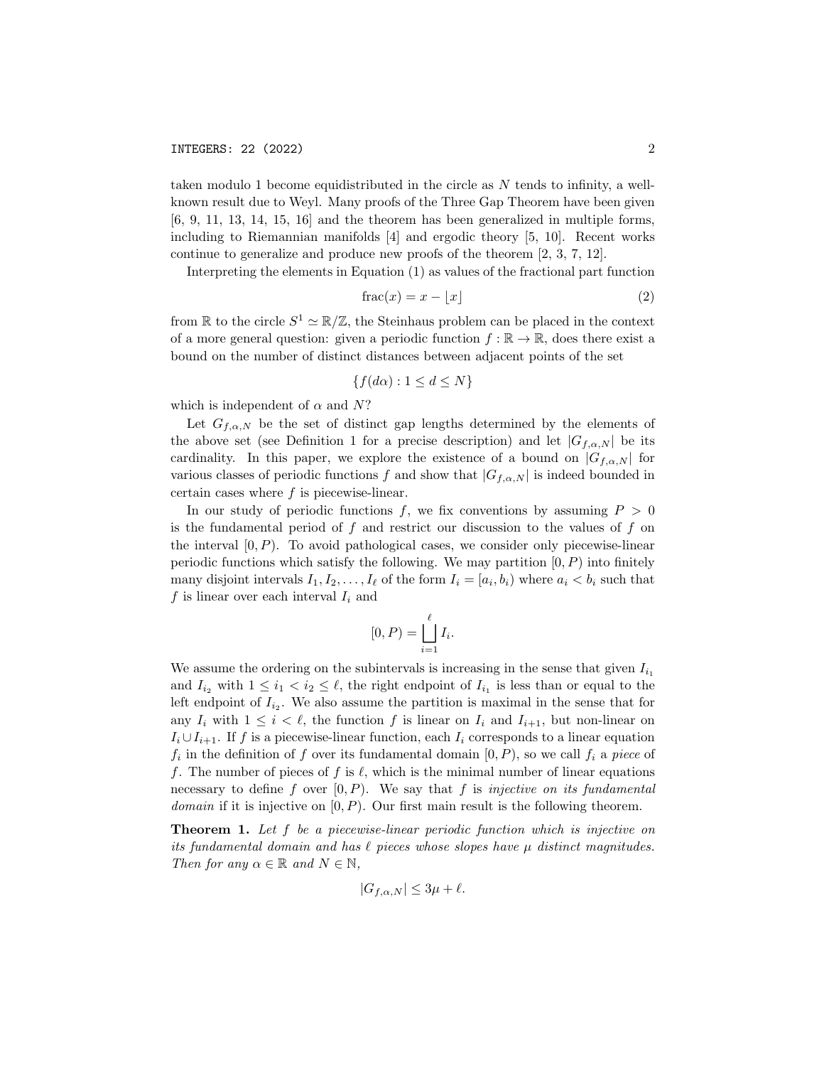taken modulo 1 become equidistributed in the circle as $N$ tends to infinity, a well-known result due to Weyl. Many proofs of the Three Gap Theorem have been given [6, 9, 11, 13, 14, 15, 16] and the theorem has been generalized in multiple forms, including to Riemannian manifolds [4] and ergodic theory [5, 10]. Recent works continue to generalize and produce new proofs of the theorem [2, 3, 7, 12].

Interpreting the elements in Equation (1) as values of the fractional part function

$$\mathrm{frac}(x) = x - \lfloor x \rfloor \tag{2}$$

from $\mathbb{R}$ to the circle $S^1 \simeq \mathbb{R}/\mathbb{Z}$, the Steinhaus problem can be placed in the context of a more general question: given a periodic function $f : \mathbb{R} \to \mathbb{R}$, does there exist a bound on the number of distinct distances between adjacent points of the set

$$\{f(d\alpha) : 1 \leq d \leq N\}$$

which is independent of $\alpha$ and $N$?

Let $G_{f,\alpha,N}$ be the set of distinct gap lengths determined by the elements of the above set (see Definition 1 for a precise description) and let $|G_{f,\alpha,N}|$ be its cardinality. In this paper, we explore the existence of a bound on $|G_{f,\alpha,N}|$ for various classes of periodic functions $f$ and show that $|G_{f,\alpha,N}|$ is indeed bounded in certain cases where $f$ is piecewise-linear.

In our study of periodic functions $f$, we fix conventions by assuming $P > 0$ is the fundamental period of $f$ and restrict our discussion to the values of $f$ on the interval $[0, P)$. To avoid pathological cases, we consider only piecewise-linear periodic functions which satisfy the following. We may partition $[0, P)$ into finitely many disjoint intervals $I_1, I_2, \ldots, I_\ell$ of the form $I_i = [a_i, b_i)$ where $a_i < b_i$ such that $f$ is linear over each interval $I_i$ and

$$[0, P) = \bigsqcup_{i=1}^{\ell} I_i.$$

We assume the ordering on the subintervals is increasing in the sense that given $I_{i_1}$ and $I_{i_2}$ with $1 \leq i_1 < i_2 \leq \ell$, the right endpoint of $I_{i_1}$ is less than or equal to the left endpoint of $I_{i_2}$. We also assume the partition is maximal in the sense that for any $I_i$ with $1 \leq i < \ell$, the function $f$ is linear on $I_i$ and $I_{i+1}$, but non-linear on $I_i \cup I_{i+1}$. If $f$ is a piecewise-linear function, each $I_i$ corresponds to a linear equation $f_i$ in the definition of $f$ over its fundamental domain $[0, P)$, so we call $f_i$ a *piece* of $f$. The number of pieces of $f$ is $\ell$, which is the minimal number of linear equations necessary to define $f$ over $[0, P)$. We say that $f$ is *injective on its fundamental domain* if it is injective on $[0, P)$. Our first main result is the following theorem.

**Theorem 1.** *Let $f$ be a piecewise-linear periodic function which is injective on its fundamental domain and has $\ell$ pieces whose slopes have $\mu$ distinct magnitudes. Then for any $\alpha \in \mathbb{R}$ and $N \in \mathbb{N}$,*

$$|G_{f,\alpha,N}| \leq 3\mu + \ell.$$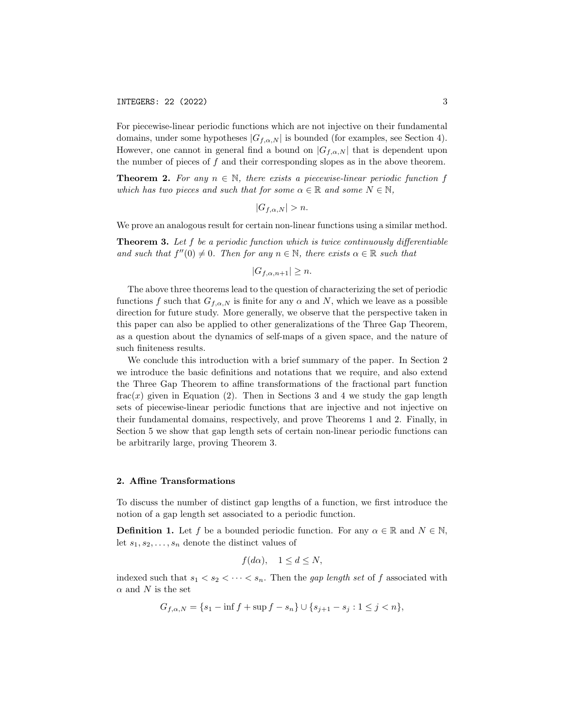For piecewise-linear periodic functions which are not injective on their fundamental domains, under some hypotheses $|G_{f,\alpha,N}|$ is bounded (for examples, see Section 4). However, one cannot in general find a bound on $|G_{f,\alpha,N}|$ that is dependent upon the number of pieces of $f$ and their corresponding slopes as in the above theorem.

**Theorem 2.** *For any $n \in \mathbb{N}$, there exists a piecewise-linear periodic function $f$ which has two pieces and such that for some $\alpha \in \mathbb{R}$ and some $N \in \mathbb{N}$,*

$$|G_{f,\alpha,N}| > n.$$

We prove an analogous result for certain non-linear functions using a similar method.

**Theorem 3.** *Let $f$ be a periodic function which is twice continuously differentiable and such that $f''(0) \neq 0$. Then for any $n \in \mathbb{N}$, there exists $\alpha \in \mathbb{R}$ such that*

$$|G_{f,\alpha,n+1}| \geq n.$$

The above three theorems lead to the question of characterizing the set of periodic functions $f$ such that $G_{f,\alpha,N}$ is finite for any $\alpha$ and $N$, which we leave as a possible direction for future study. More generally, we observe that the perspective taken in this paper can also be applied to other generalizations of the Three Gap Theorem, as a question about the dynamics of self-maps of a given space, and the nature of such finiteness results.

We conclude this introduction with a brief summary of the paper. In Section 2 we introduce the basic definitions and notations that we require, and also extend the Three Gap Theorem to affine transformations of the fractional part function $\text{frac}(x)$ given in Equation (2). Then in Sections 3 and 4 we study the gap length sets of piecewise-linear periodic functions that are injective and not injective on their fundamental domains, respectively, and prove Theorems 1 and 2. Finally, in Section 5 we show that gap length sets of certain non-linear periodic functions can be arbitrarily large, proving Theorem 3.

## 2. Affine Transformations

To discuss the number of distinct gap lengths of a function, we first introduce the notion of a gap length set associated to a periodic function.

**Definition 1.** Let $f$ be a bounded periodic function. For any $\alpha \in \mathbb{R}$ and $N \in \mathbb{N}$, let $s_1, s_2, \ldots, s_n$ denote the distinct values of

$$f(d\alpha), \quad 1 \leq d \leq N,$$

indexed such that $s_1 < s_2 < \cdots < s_n$. Then the *gap length set* of $f$ associated with $\alpha$ and $N$ is the set

$$G_{f,\alpha,N} = \{s_1 - \inf f + \sup f - s_n\} \cup \{s_{j+1} - s_j : 1 \leq j < n\},$$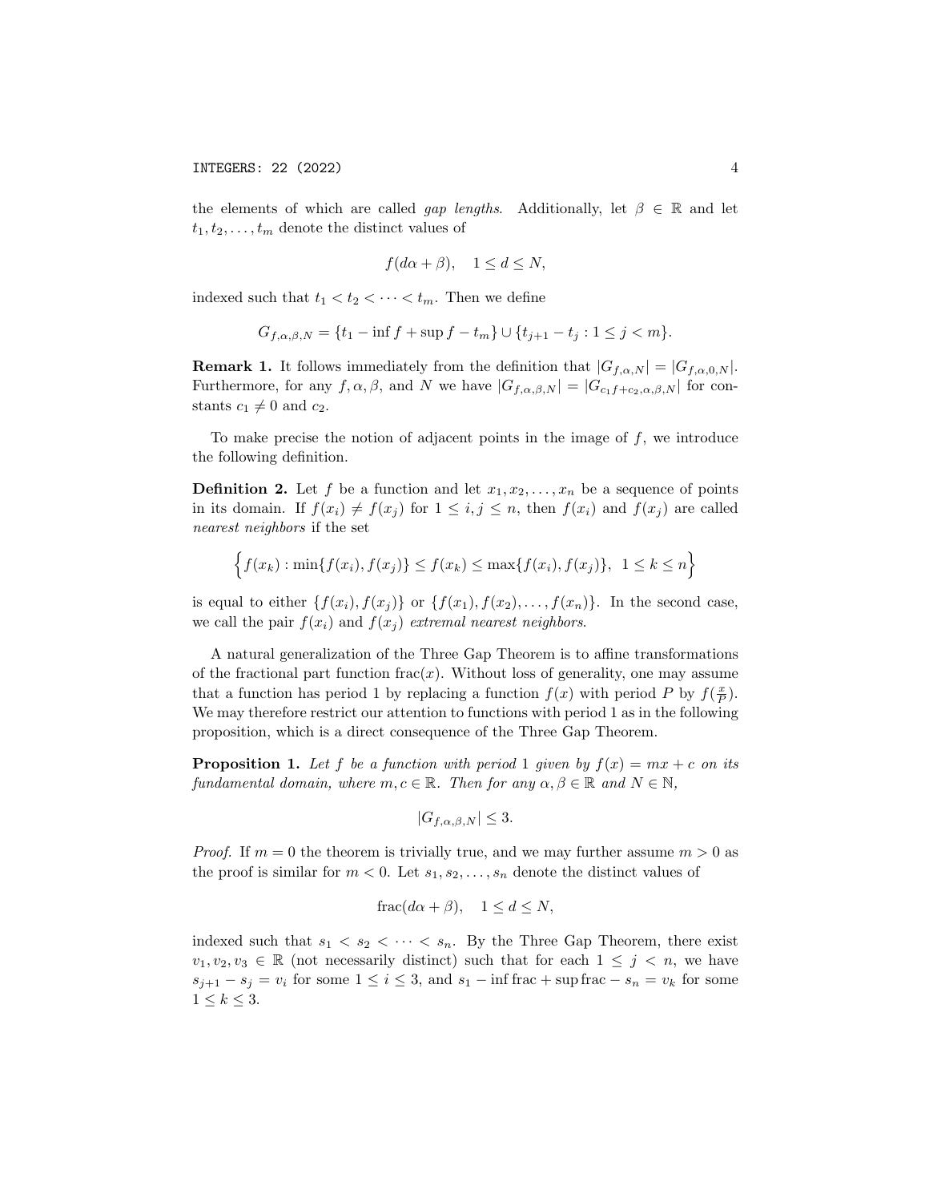the elements of which are called *gap lengths*. Additionally, let $\beta \in \mathbb{R}$ and let $t_1, t_2, \ldots, t_m$ denote the distinct values of

$$f(d\alpha + \beta), \quad 1 \leq d \leq N,$$

indexed such that $t_1 < t_2 < \cdots < t_m$. Then we define

$$G_{f,\alpha,\beta,N} = \{t_1 - \inf f + \sup f - t_m\} \cup \{t_{j+1} - t_j : 1 \leq j < m\}.$$

**Remark 1.** It follows immediately from the definition that $|G_{f,\alpha,N}| = |G_{f,\alpha,0,N}|$. Furthermore, for any $f, \alpha, \beta$, and $N$ we have $|G_{f,\alpha,\beta,N}| = |G_{c_1 f + c_2,\alpha,\beta,N}|$ for constants $c_1 \neq 0$ and $c_2$.

To make precise the notion of adjacent points in the image of $f$, we introduce the following definition.

**Definition 2.** Let $f$ be a function and let $x_1, x_2, \ldots, x_n$ be a sequence of points in its domain. If $f(x_i) \neq f(x_j)$ for $1 \leq i, j \leq n$, then $f(x_i)$ and $f(x_j)$ are called *nearest neighbors* if the set

$$\Big\{f(x_k) : \min\{f(x_i), f(x_j)\} \leq f(x_k) \leq \max\{f(x_i), f(x_j)\}, \ 1 \leq k \leq n\Big\}$$

is equal to either $\{f(x_i), f(x_j)\}$ or $\{f(x_1), f(x_2), \ldots, f(x_n)\}$. In the second case, we call the pair $f(x_i)$ and $f(x_j)$ *extremal nearest neighbors*.

A natural generalization of the Three Gap Theorem is to affine transformations of the fractional part function $\text{frac}(x)$. Without loss of generality, one may assume that a function has period 1 by replacing a function $f(x)$ with period $P$ by $f(\frac{x}{P})$. We may therefore restrict our attention to functions with period 1 as in the following proposition, which is a direct consequence of the Three Gap Theorem.

**Proposition 1.** *Let $f$ be a function with period 1 given by $f(x) = mx + c$ on its fundamental domain, where $m, c \in \mathbb{R}$. Then for any $\alpha, \beta \in \mathbb{R}$ and $N \in \mathbb{N}$,*

$$|G_{f,\alpha,\beta,N}| \leq 3.$$

*Proof.* If $m = 0$ the theorem is trivially true, and we may further assume $m > 0$ as the proof is similar for $m < 0$. Let $s_1, s_2, \ldots, s_n$ denote the distinct values of

$$\text{frac}(d\alpha + \beta), \quad 1 \leq d \leq N,$$

indexed such that $s_1 < s_2 < \cdots < s_n$. By the Three Gap Theorem, there exist $v_1, v_2, v_3 \in \mathbb{R}$ (not necessarily distinct) such that for each $1 \leq j < n$, we have $s_{j+1} - s_j = v_i$ for some $1 \leq i \leq 3$, and $s_1 - \inf \text{frac} + \sup \text{frac} - s_n = v_k$ for some $1 \leq k \leq 3$.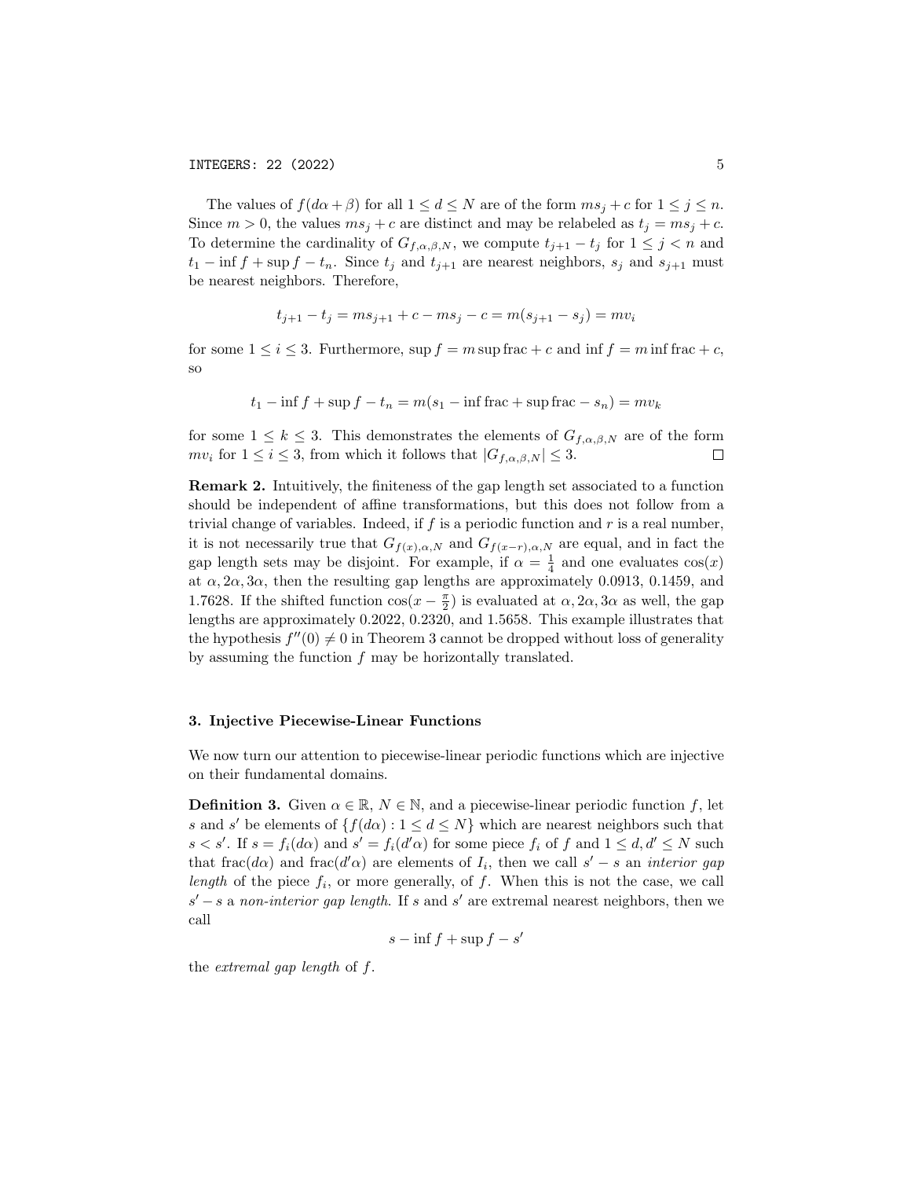The values of $f(d\alpha + \beta)$ for all $1 \leq d \leq N$ are of the form $ms_j + c$ for $1 \leq j \leq n$. Since $m > 0$, the values $ms_j + c$ are distinct and may be relabeled as $t_j = ms_j + c$. To determine the cardinality of $G_{f,\alpha,\beta,N}$, we compute $t_{j+1} - t_j$ for $1 \leq j < n$ and $t_1 - \inf f + \sup f - t_n$. Since $t_j$ and $t_{j+1}$ are nearest neighbors, $s_j$ and $s_{j+1}$ must be nearest neighbors. Therefore,

$$t_{j+1} - t_j = ms_{j+1} + c - ms_j - c = m(s_{j+1} - s_j) = mv_i$$

for some $1 \leq i \leq 3$. Furthermore, $\sup f = m \sup \mathrm{frac} + c$ and $\inf f = m \inf \mathrm{frac} + c$, so

$$t_1 - \inf f + \sup f - t_n = m(s_1 - \inf \mathrm{frac} + \sup \mathrm{frac} - s_n) = mv_k$$

for some $1 \leq k \leq 3$. This demonstrates the elements of $G_{f,\alpha,\beta,N}$ are of the form $mv_i$ for $1 \leq i \leq 3$, from which it follows that $|G_{f,\alpha,\beta,N}| \leq 3$. $\square$

**Remark 2.** Intuitively, the finiteness of the gap length set associated to a function should be independent of affine transformations, but this does not follow from a trivial change of variables. Indeed, if $f$ is a periodic function and $r$ is a real number, it is not necessarily true that $G_{f(x),\alpha,N}$ and $G_{f(x-r),\alpha,N}$ are equal, and in fact the gap length sets may be disjoint. For example, if $\alpha = \frac{1}{4}$ and one evaluates $\cos(x)$ at $\alpha, 2\alpha, 3\alpha$, then the resulting gap lengths are approximately 0.0913, 0.1459, and 1.7628. If the shifted function $\cos(x - \frac{\pi}{2})$ is evaluated at $\alpha, 2\alpha, 3\alpha$ as well, the gap lengths are approximately 0.2022, 0.2320, and 1.5658. This example illustrates that the hypothesis $f''(0) \neq 0$ in Theorem 3 cannot be dropped without loss of generality by assuming the function $f$ may be horizontally translated.

## 3. Injective Piecewise-Linear Functions

We now turn our attention to piecewise-linear periodic functions which are injective on their fundamental domains.

**Definition 3.** Given $\alpha \in \mathbb{R}$, $N \in \mathbb{N}$, and a piecewise-linear periodic function $f$, let $s$ and $s'$ be elements of $\{f(d\alpha) : 1 \leq d \leq N\}$ which are nearest neighbors such that $s < s'$. If $s = f_i(d\alpha)$ and $s' = f_i(d'\alpha)$ for some piece $f_i$ of $f$ and $1 \leq d, d' \leq N$ such that $\mathrm{frac}(d\alpha)$ and $\mathrm{frac}(d'\alpha)$ are elements of $I_i$, then we call $s' - s$ an *interior gap length* of the piece $f_i$, or more generally, of $f$. When this is not the case, we call $s' - s$ a *non-interior gap length.* If $s$ and $s'$ are extremal nearest neighbors, then we call

$$s - \inf f + \sup f - s'$$

the *extremal gap length* of $f$.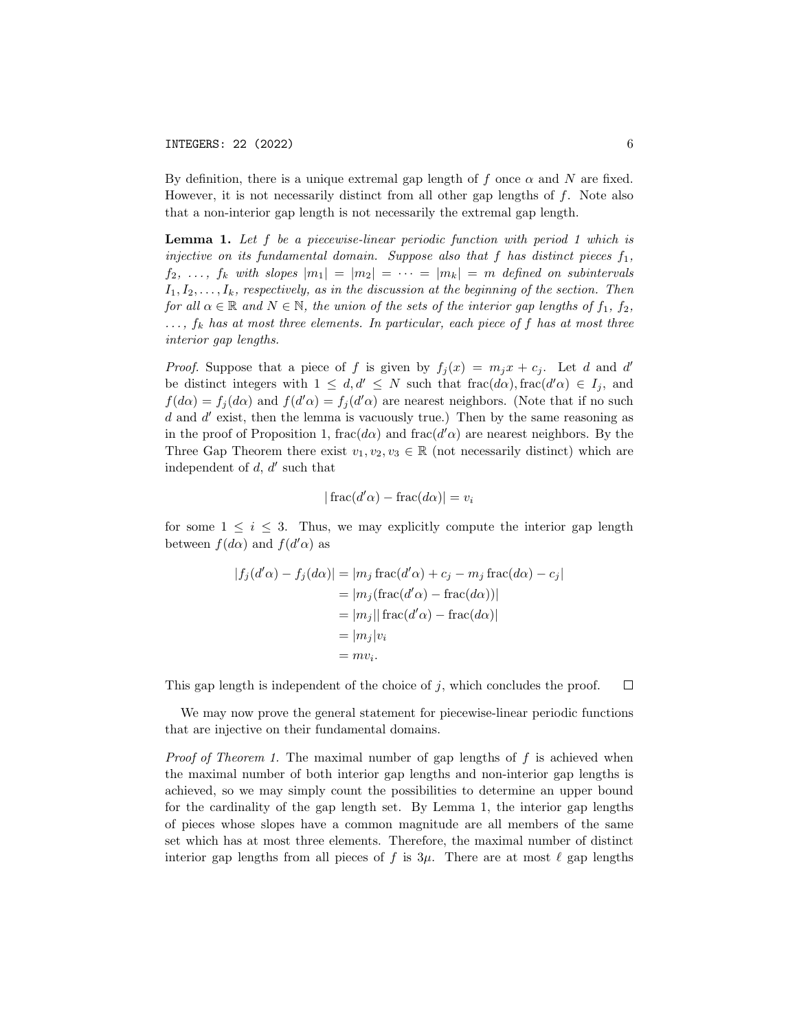By definition, there is a unique extremal gap length of $f$ once $\alpha$ and $N$ are fixed. However, it is not necessarily distinct from all other gap lengths of $f$. Note also that a non-interior gap length is not necessarily the extremal gap length.

**Lemma 1.** *Let $f$ be a piecewise-linear periodic function with period 1 which is injective on its fundamental domain. Suppose also that $f$ has distinct pieces $f_1$, $f_2$, ..., $f_k$ with slopes $|m_1| = |m_2| = \cdots = |m_k| = m$ defined on subintervals $I_1, I_2, \ldots, I_k$, respectively, as in the discussion at the beginning of the section. Then for all $\alpha \in \mathbb{R}$ and $N \in \mathbb{N}$, the union of the sets of the interior gap lengths of $f_1$, $f_2$, ..., $f_k$ has at most three elements. In particular, each piece of $f$ has at most three interior gap lengths.*

*Proof.* Suppose that a piece of $f$ is given by $f_j(x) = m_j x + c_j$. Let $d$ and $d'$ be distinct integers with $1 \leq d, d' \leq N$ such that $\operatorname{frac}(d\alpha), \operatorname{frac}(d'\alpha) \in I_j$, and $f(d\alpha) = f_j(d\alpha)$ and $f(d'\alpha) = f_j(d'\alpha)$ are nearest neighbors. (Note that if no such $d$ and $d'$ exist, then the lemma is vacuously true.) Then by the same reasoning as in the proof of Proposition 1, $\operatorname{frac}(d\alpha)$ and $\operatorname{frac}(d'\alpha)$ are nearest neighbors. By the Three Gap Theorem there exist $v_1, v_2, v_3 \in \mathbb{R}$ (not necessarily distinct) which are independent of $d$, $d'$ such that

$$|\operatorname{frac}(d'\alpha) - \operatorname{frac}(d\alpha)| = v_i$$

for some $1 \leq i \leq 3$. Thus, we may explicitly compute the interior gap length between $f(d\alpha)$ and $f(d'\alpha)$ as

$$\begin{aligned}
|f_j(d'\alpha) - f_j(d\alpha)| &= |m_j \operatorname{frac}(d'\alpha) + c_j - m_j \operatorname{frac}(d\alpha) - c_j| \\
&= |m_j(\operatorname{frac}(d'\alpha) - \operatorname{frac}(d\alpha))| \\
&= |m_j||\operatorname{frac}(d'\alpha) - \operatorname{frac}(d\alpha)| \\
&= |m_j| v_i \\
&= m v_i.
\end{aligned}$$

This gap length is independent of the choice of $j$, which concludes the proof. □

We may now prove the general statement for piecewise-linear periodic functions that are injective on their fundamental domains.

*Proof of Theorem 1.* The maximal number of gap lengths of $f$ is achieved when the maximal number of both interior gap lengths and non-interior gap lengths is achieved, so we may simply count the possibilities to determine an upper bound for the cardinality of the gap length set. By Lemma 1, the interior gap lengths of pieces whose slopes have a common magnitude are all members of the same set which has at most three elements. Therefore, the maximal number of distinct interior gap lengths from all pieces of $f$ is $3\mu$. There are at most $\ell$ gap lengths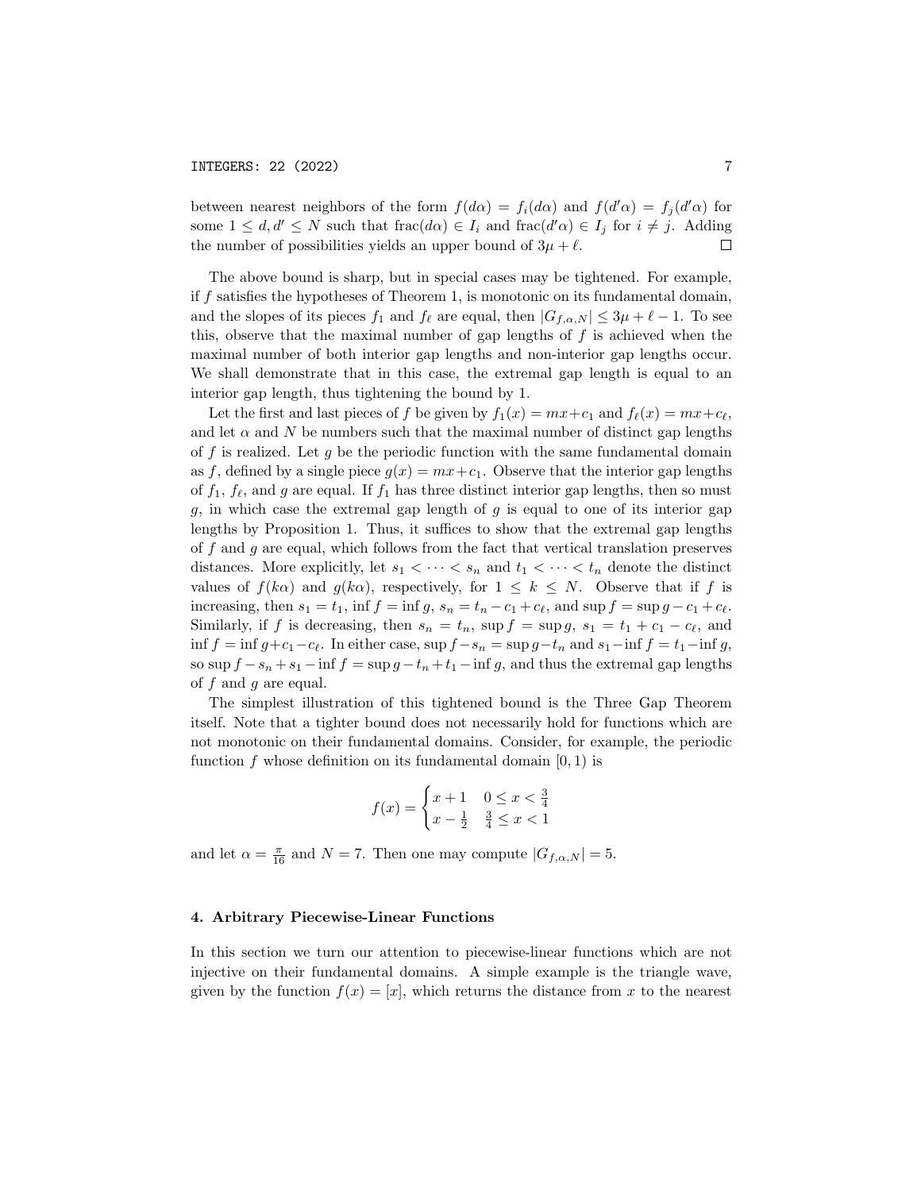between nearest neighbors of the form $f(d\alpha) = f_i(d\alpha)$ and $f(d'\alpha) = f_j(d'\alpha)$ for some $1 \le d, d' \le N$ such that $\text{frac}(d\alpha) \in I_i$ and $\text{frac}(d'\alpha) \in I_j$ for $i \neq j$. Adding the number of possibilities yields an upper bound of $3\mu + \ell$. $\square$

The above bound is sharp, but in special cases may be tightened. For example, if $f$ satisfies the hypotheses of Theorem 1, is monotonic on its fundamental domain, and the slopes of its pieces $f_1$ and $f_\ell$ are equal, then $|G_{f,\alpha,N}| \le 3\mu + \ell - 1$. To see this, observe that the maximal number of gap lengths of $f$ is achieved when the maximal number of both interior gap lengths and non-interior gap lengths occur. We shall demonstrate that in this case, the extremal gap length is equal to an interior gap length, thus tightening the bound by 1.

Let the first and last pieces of $f$ be given by $f_1(x) = mx + c_1$ and $f_\ell(x) = mx + c_\ell$, and let $\alpha$ and $N$ be numbers such that the maximal number of distinct gap lengths of $f$ is realized. Let $g$ be the periodic function with the same fundamental domain as $f$, defined by a single piece $g(x) = mx + c_1$. Observe that the interior gap lengths of $f_1$, $f_\ell$, and $g$ are equal. If $f_1$ has three distinct interior gap lengths, then so must $g$, in which case the extremal gap length of $g$ is equal to one of its interior gap lengths by Proposition 1. Thus, it suffices to show that the extremal gap lengths of $f$ and $g$ are equal, which follows from the fact that vertical translation preserves distances. More explicitly, let $s_1 < \cdots < s_n$ and $t_1 < \cdots < t_n$ denote the distinct values of $f(k\alpha)$ and $g(k\alpha)$, respectively, for $1 \le k \le N$. Observe that if $f$ is increasing, then $s_1 = t_1$, $\inf f = \inf g$, $s_n = t_n - c_1 + c_\ell$, and $\sup f = \sup g - c_1 + c_\ell$. Similarly, if $f$ is decreasing, then $s_n = t_n$, $\sup f = \sup g$, $s_1 = t_1 + c_1 - c_\ell$, and $\inf f = \inf g + c_1 - c_\ell$. In either case, $\sup f - s_n = \sup g - t_n$ and $s_1 - \inf f = t_1 - \inf g$, so $\sup f - s_n + s_1 - \inf f = \sup g - t_n + t_1 - \inf g$, and thus the extremal gap lengths of $f$ and $g$ are equal.

The simplest illustration of this tightened bound is the Three Gap Theorem itself. Note that a tighter bound does not necessarily hold for functions which are not monotonic on their fundamental domains. Consider, for example, the periodic function $f$ whose definition on its fundamental domain $[0, 1)$ is

$$f(x) = \begin{cases} x + 1 & 0 \le x < \frac{3}{4} \\ x - \frac{1}{2} & \frac{3}{4} \le x < 1 \end{cases}$$

and let $\alpha = \frac{\pi}{16}$ and $N = 7$. Then one may compute $|G_{f,\alpha,N}| = 5$.

## 4. Arbitrary Piecewise-Linear Functions

In this section we turn our attention to piecewise-linear functions which are not injective on their fundamental domains. A simple example is the triangle wave, given by the function $f(x) = [x]$, which returns the distance from $x$ to the nearest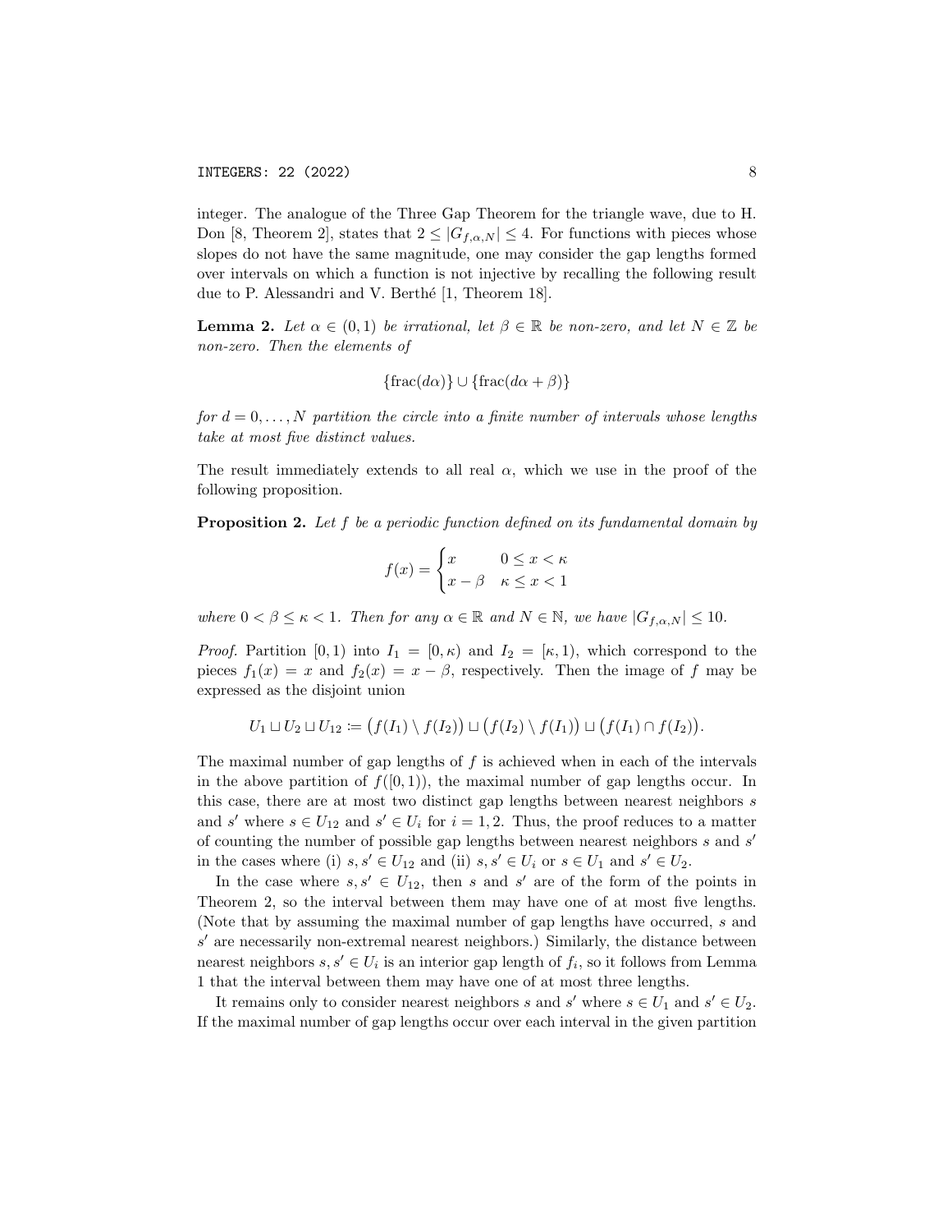integer. The analogue of the Three Gap Theorem for the triangle wave, due to H. Don [8, Theorem 2], states that $2 \leq |G_{f,\alpha,N}| \leq 4$. For functions with pieces whose slopes do not have the same magnitude, one may consider the gap lengths formed over intervals on which a function is not injective by recalling the following result due to P. Alessandri and V. Berthé [1, Theorem 18].

**Lemma 2.** *Let $\alpha \in (0,1)$ be irrational, let $\beta \in \mathbb{R}$ be non-zero, and let $N \in \mathbb{Z}$ be non-zero. Then the elements of*

$$\{\text{frac}(d\alpha)\} \cup \{\text{frac}(d\alpha + \beta)\}$$

*for $d = 0, \ldots, N$ partition the circle into a finite number of intervals whose lengths take at most five distinct values.*

The result immediately extends to all real $\alpha$, which we use in the proof of the following proposition.

**Proposition 2.** *Let $f$ be a periodic function defined on its fundamental domain by*

$$f(x) = \begin{cases} x & 0 \leq x < \kappa \\ x - \beta & \kappa \leq x < 1 \end{cases}$$

*where $0 < \beta \leq \kappa < 1$. Then for any $\alpha \in \mathbb{R}$ and $N \in \mathbb{N}$, we have $|G_{f,\alpha,N}| \leq 10$.*

*Proof.* Partition $[0,1)$ into $I_1 = [0,\kappa)$ and $I_2 = [\kappa, 1)$, which correspond to the pieces $f_1(x) = x$ and $f_2(x) = x - \beta$, respectively. Then the image of $f$ may be expressed as the disjoint union

$$U_1 \sqcup U_2 \sqcup U_{12} := \big(f(I_1) \setminus f(I_2)\big) \sqcup \big(f(I_2) \setminus f(I_1)\big) \sqcup \big(f(I_1) \cap f(I_2)\big).$$

The maximal number of gap lengths of $f$ is achieved when in each of the intervals in the above partition of $f([0,1))$, the maximal number of gap lengths occur. In this case, there are at most two distinct gap lengths between nearest neighbors $s$ and $s'$ where $s \in U_{12}$ and $s' \in U_i$ for $i = 1, 2$. Thus, the proof reduces to a matter of counting the number of possible gap lengths between nearest neighbors $s$ and $s'$ in the cases where (i) $s, s' \in U_{12}$ and (ii) $s, s' \in U_i$ or $s \in U_1$ and $s' \in U_2$.

In the case where $s, s' \in U_{12}$, then $s$ and $s'$ are of the form of the points in Theorem 2, so the interval between them may have one of at most five lengths. (Note that by assuming the maximal number of gap lengths have occurred, $s$ and $s'$ are necessarily non-extremal nearest neighbors.) Similarly, the distance between nearest neighbors $s, s' \in U_i$ is an interior gap length of $f_i$, so it follows from Lemma 1 that the interval between them may have one of at most three lengths.

It remains only to consider nearest neighbors $s$ and $s'$ where $s \in U_1$ and $s' \in U_2$. If the maximal number of gap lengths occur over each interval in the given partition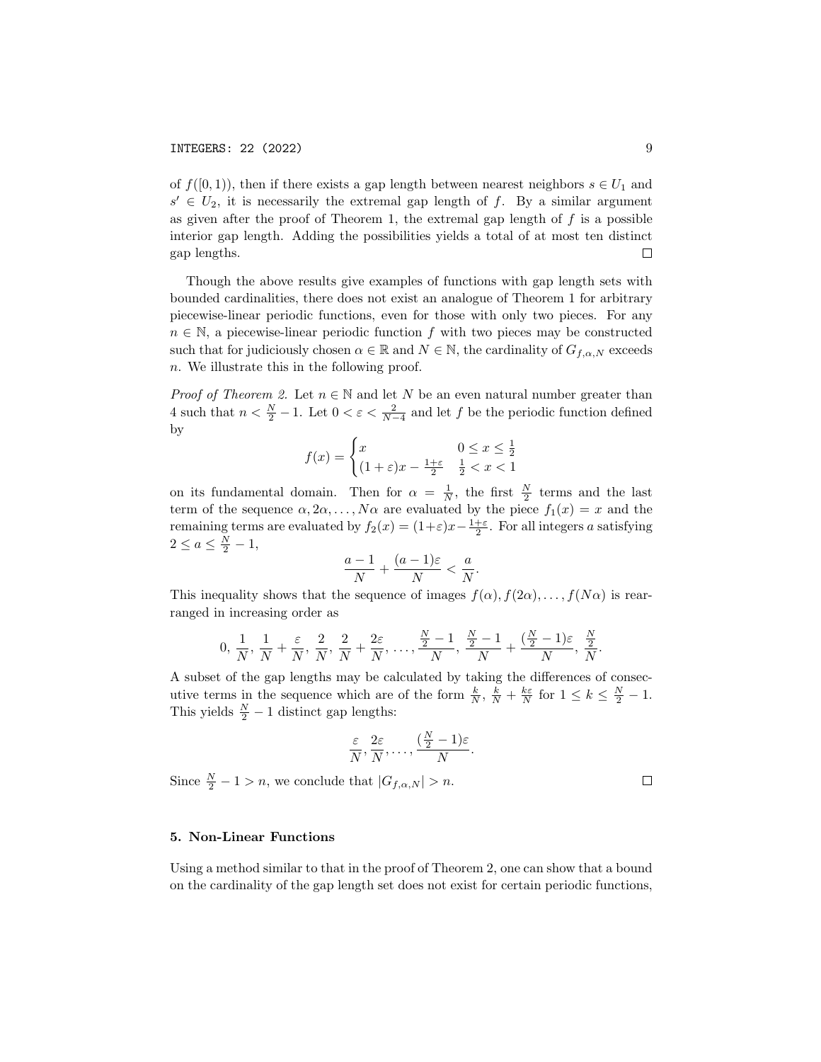of $f([0,1))$, then if there exists a gap length between nearest neighbors $s \in U_1$ and $s' \in U_2$, it is necessarily the extremal gap length of $f$. By a similar argument as given after the proof of Theorem 1, the extremal gap length of $f$ is a possible interior gap length. Adding the possibilities yields a total of at most ten distinct gap lengths. $\square$

Though the above results give examples of functions with gap length sets with bounded cardinalities, there does not exist an analogue of Theorem 1 for arbitrary piecewise-linear periodic functions, even for those with only two pieces. For any $n \in \mathbb{N}$, a piecewise-linear periodic function $f$ with two pieces may be constructed such that for judiciously chosen $\alpha \in \mathbb{R}$ and $N \in \mathbb{N}$, the cardinality of $G_{f,\alpha,N}$ exceeds $n$. We illustrate this in the following proof.

*Proof of Theorem 2.* Let $n \in \mathbb{N}$ and let $N$ be an even natural number greater than 4 such that $n < \frac{N}{2} - 1$. Let $0 < \varepsilon < \frac{2}{N-4}$ and let $f$ be the periodic function defined by

$$f(x) = \begin{cases} x & 0 \leq x \leq \frac{1}{2} \\ (1+\varepsilon)x - \frac{1+\varepsilon}{2} & \frac{1}{2} < x < 1 \end{cases}$$

on its fundamental domain. Then for $\alpha = \frac{1}{N}$, the first $\frac{N}{2}$ terms and the last term of the sequence $\alpha, 2\alpha, \ldots, N\alpha$ are evaluated by the piece $f_1(x) = x$ and the remaining terms are evaluated by $f_2(x) = (1+\varepsilon)x - \frac{1+\varepsilon}{2}$. For all integers $a$ satisfying $2 \leq a \leq \frac{N}{2} - 1$,

$$\frac{a-1}{N} + \frac{(a-1)\varepsilon}{N} < \frac{a}{N}.$$

This inequality shows that the sequence of images $f(\alpha), f(2\alpha), \ldots, f(N\alpha)$ is rearranged in increasing order as

$$0, \frac{1}{N}, \frac{1}{N} + \frac{\varepsilon}{N}, \frac{2}{N}, \frac{2}{N} + \frac{2\varepsilon}{N}, \ldots, \frac{\frac{N}{2}-1}{N}, \frac{\frac{N}{2}-1}{N} + \frac{(\frac{N}{2}-1)\varepsilon}{N}, \frac{\frac{N}{2}}{N}.$$

A subset of the gap lengths may be calculated by taking the differences of consecutive terms in the sequence which are of the form $\frac{k}{N}$, $\frac{k}{N} + \frac{k\varepsilon}{N}$ for $1 \leq k \leq \frac{N}{2} - 1$. This yields $\frac{N}{2} - 1$ distinct gap lengths:

$$\frac{\varepsilon}{N}, \frac{2\varepsilon}{N}, \ldots, \frac{(\frac{N}{2}-1)\varepsilon}{N}.$$

Since $\frac{N}{2} - 1 > n$, we conclude that $|G_{f,\alpha,N}| > n$. $\square$

## 5. Non-Linear Functions

Using a method similar to that in the proof of Theorem 2, one can show that a bound on the cardinality of the gap length set does not exist for certain periodic functions,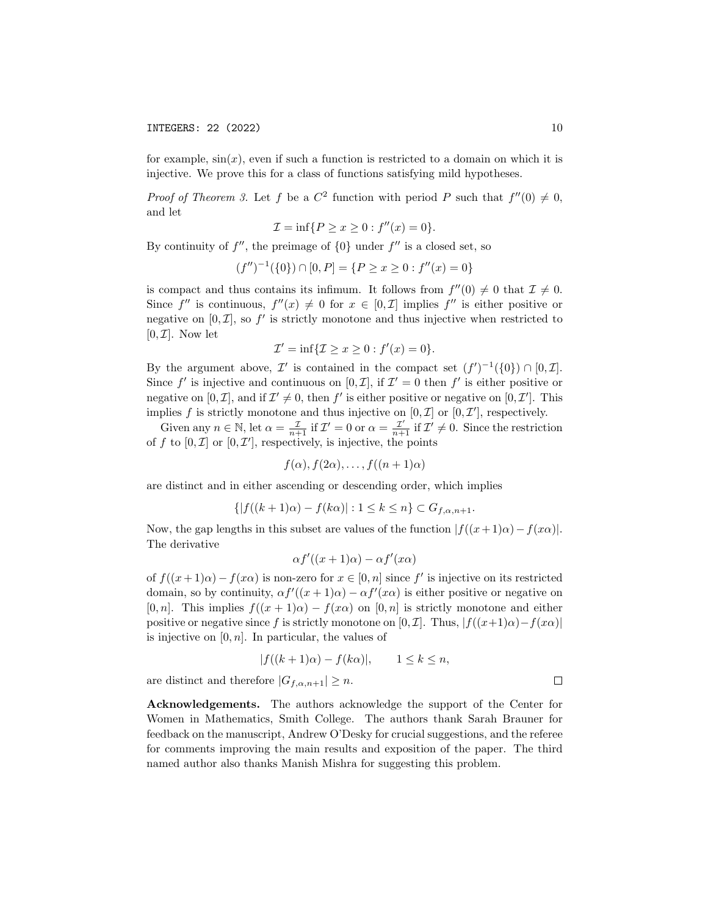for example, $\sin(x)$, even if such a function is restricted to a domain on which it is injective. We prove this for a class of functions satisfying mild hypotheses.

*Proof of Theorem 3.* Let $f$ be a $C^2$ function with period $P$ such that $f''(0) \neq 0$, and let

$$\mathcal{I} = \inf\{P \geq x \geq 0 : f''(x) = 0\}.$$

By continuity of $f''$, the preimage of $\{0\}$ under $f''$ is a closed set, so

$$(f'')^{-1}(\{0\}) \cap [0, P] = \{P \geq x \geq 0 : f''(x) = 0\}$$

is compact and thus contains its infimum. It follows from $f''(0) \neq 0$ that $\mathcal{I} \neq 0$. Since $f''$ is continuous, $f''(x) \neq 0$ for $x \in [0, \mathcal{I}]$ implies $f''$ is either positive or negative on $[0, \mathcal{I}]$, so $f'$ is strictly monotone and thus injective when restricted to $[0, \mathcal{I}]$. Now let

$$\mathcal{I}' = \inf\{\mathcal{I} \geq x \geq 0 : f'(x) = 0\}.$$

By the argument above, $\mathcal{I}'$ is contained in the compact set $(f')^{-1}(\{0\}) \cap [0, \mathcal{I}]$. Since $f'$ is injective and continuous on $[0, \mathcal{I}]$, if $\mathcal{I}' = 0$ then $f'$ is either positive or negative on $[0, \mathcal{I}]$, and if $\mathcal{I}' \neq 0$, then $f'$ is either positive or negative on $[0, \mathcal{I}']$. This implies $f$ is strictly monotone and thus injective on $[0, \mathcal{I}]$ or $[0, \mathcal{I}']$, respectively.

Given any $n \in \mathbb{N}$, let $\alpha = \frac{\mathcal{I}}{n+1}$ if $\mathcal{I}' = 0$ or $\alpha = \frac{\mathcal{I}'}{n+1}$ if $\mathcal{I}' \neq 0$. Since the restriction of $f$ to $[0, \mathcal{I}]$ or $[0, \mathcal{I}']$, respectively, is injective, the points

$$f(\alpha), f(2\alpha), \ldots, f((n+1)\alpha)$$

are distinct and in either ascending or descending order, which implies

$$\{|f((k+1)\alpha) - f(k\alpha)| : 1 \leq k \leq n\} \subset G_{f,\alpha,n+1}.$$

Now, the gap lengths in this subset are values of the function $|f((x+1)\alpha) - f(x\alpha)|$. The derivative

$$\alpha f'((x+1)\alpha) - \alpha f'(x\alpha)$$

of $f((x+1)\alpha) - f(x\alpha)$ is non-zero for $x \in [0, n]$ since $f'$ is injective on its restricted domain, so by continuity, $\alpha f'((x+1)\alpha) - \alpha f'(x\alpha)$ is either positive or negative on $[0, n]$. This implies $f((x+1)\alpha) - f(x\alpha)$ on $[0, n]$ is strictly monotone and either positive or negative since $f$ is strictly monotone on $[0, \mathcal{I}]$. Thus, $|f((x+1)\alpha) - f(x\alpha)|$ is injective on $[0, n]$. In particular, the values of

$$|f((k+1)\alpha) - f(k\alpha)|, \qquad 1 \leq k \leq n,$$

are distinct and therefore $|G_{f,\alpha,n+1}| \geq n$. $\square$

**Acknowledgements.** The authors acknowledge the support of the Center for Women in Mathematics, Smith College. The authors thank Sarah Brauner for feedback on the manuscript, Andrew O'Desky for crucial suggestions, and the referee for comments improving the main results and exposition of the paper. The third named author also thanks Manish Mishra for suggesting this problem.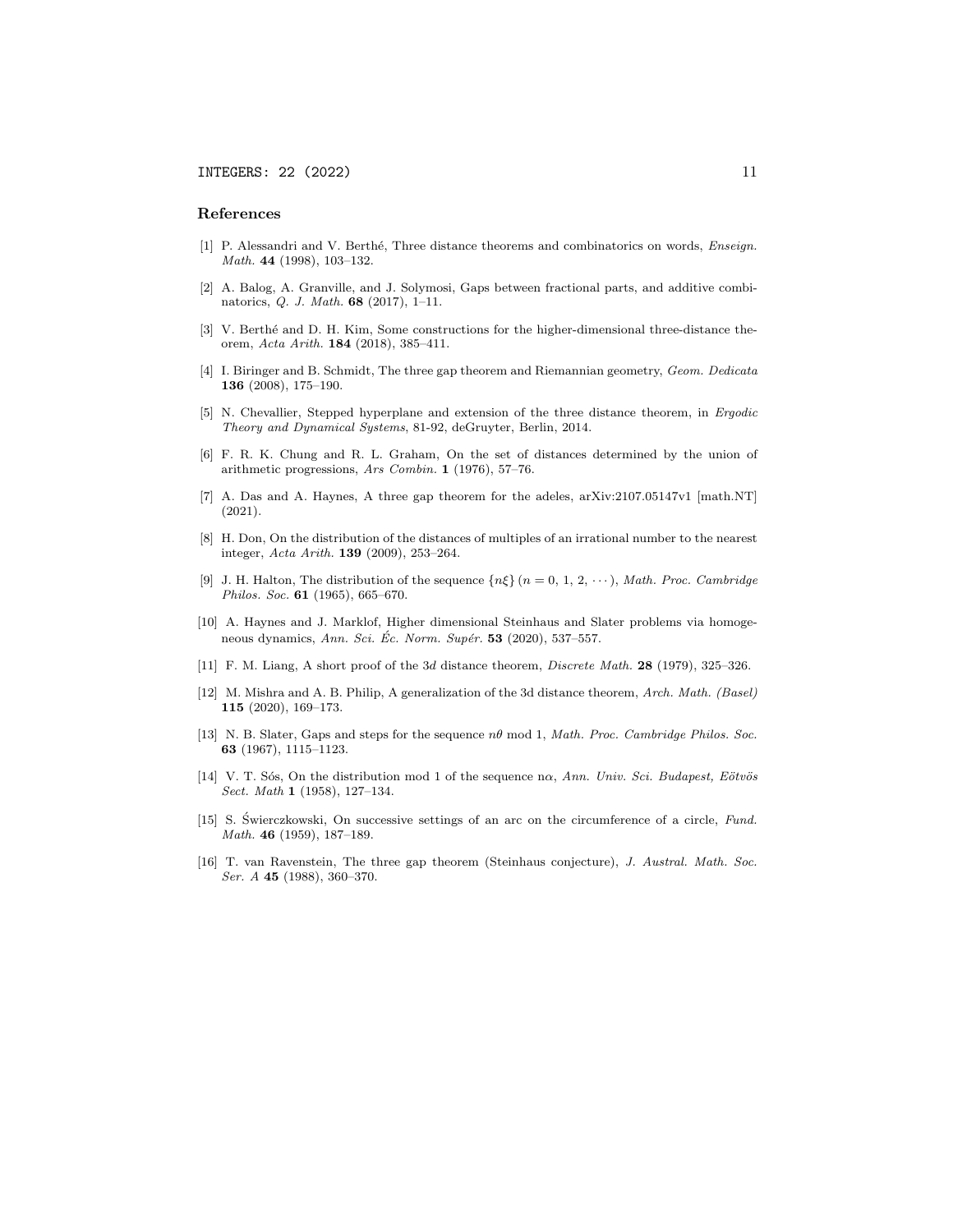## References

[1] P. Alessandri and V. Berthé, Three distance theorems and combinatorics on words, *Enseign. Math.* **44** (1998), 103–132.

[2] A. Balog, A. Granville, and J. Solymosi, Gaps between fractional parts, and additive combinatorics, *Q. J. Math.* **68** (2017), 1–11.

[3] V. Berthé and D. H. Kim, Some constructions for the higher-dimensional three-distance theorem, *Acta Arith.* **184** (2018), 385–411.

[4] I. Biringer and B. Schmidt, The three gap theorem and Riemannian geometry, *Geom. Dedicata* **136** (2008), 175–190.

[5] N. Chevallier, Stepped hyperplane and extension of the three distance theorem, in *Ergodic Theory and Dynamical Systems*, 81-92, deGruyter, Berlin, 2014.

[6] F. R. K. Chung and R. L. Graham, On the set of distances determined by the union of arithmetic progressions, *Ars Combin.* **1** (1976), 57–76.

[7] A. Das and A. Haynes, A three gap theorem for the adeles, arXiv:2107.05147v1 [math.NT] (2021).

[8] H. Don, On the distribution of the distances of multiples of an irrational number to the nearest integer, *Acta Arith.* **139** (2009), 253–264.

[9] J. H. Halton, The distribution of the sequence $\{n\xi\}$ $(n = 0, 1, 2, \cdots)$, *Math. Proc. Cambridge Philos. Soc.* **61** (1965), 665–670.

[10] A. Haynes and J. Marklof, Higher dimensional Steinhaus and Slater problems via homogeneous dynamics, *Ann. Sci. Éc. Norm. Supér.* **53** (2020), 537–557.

[11] F. M. Liang, A short proof of the 3$d$ distance theorem, *Discrete Math.* **28** (1979), 325–326.

[12] M. Mishra and A. B. Philip, A generalization of the 3d distance theorem, *Arch. Math. (Basel)* **115** (2020), 169–173.

[13] N. B. Slater, Gaps and steps for the sequence $n\theta$ mod 1, *Math. Proc. Cambridge Philos. Soc.* **63** (1967), 1115–1123.

[14] V. T. Sós, On the distribution mod 1 of the sequence n$\alpha$, *Ann. Univ. Sci. Budapest, Eötvös Sect. Math* **1** (1958), 127–134.

[15] S. Świerczkowski, On successive settings of an arc on the circumference of a circle, *Fund. Math.* **46** (1959), 187–189.

[16] T. van Ravenstein, The three gap theorem (Steinhaus conjecture), *J. Austral. Math. Soc. Ser. A* **45** (1988), 360–370.